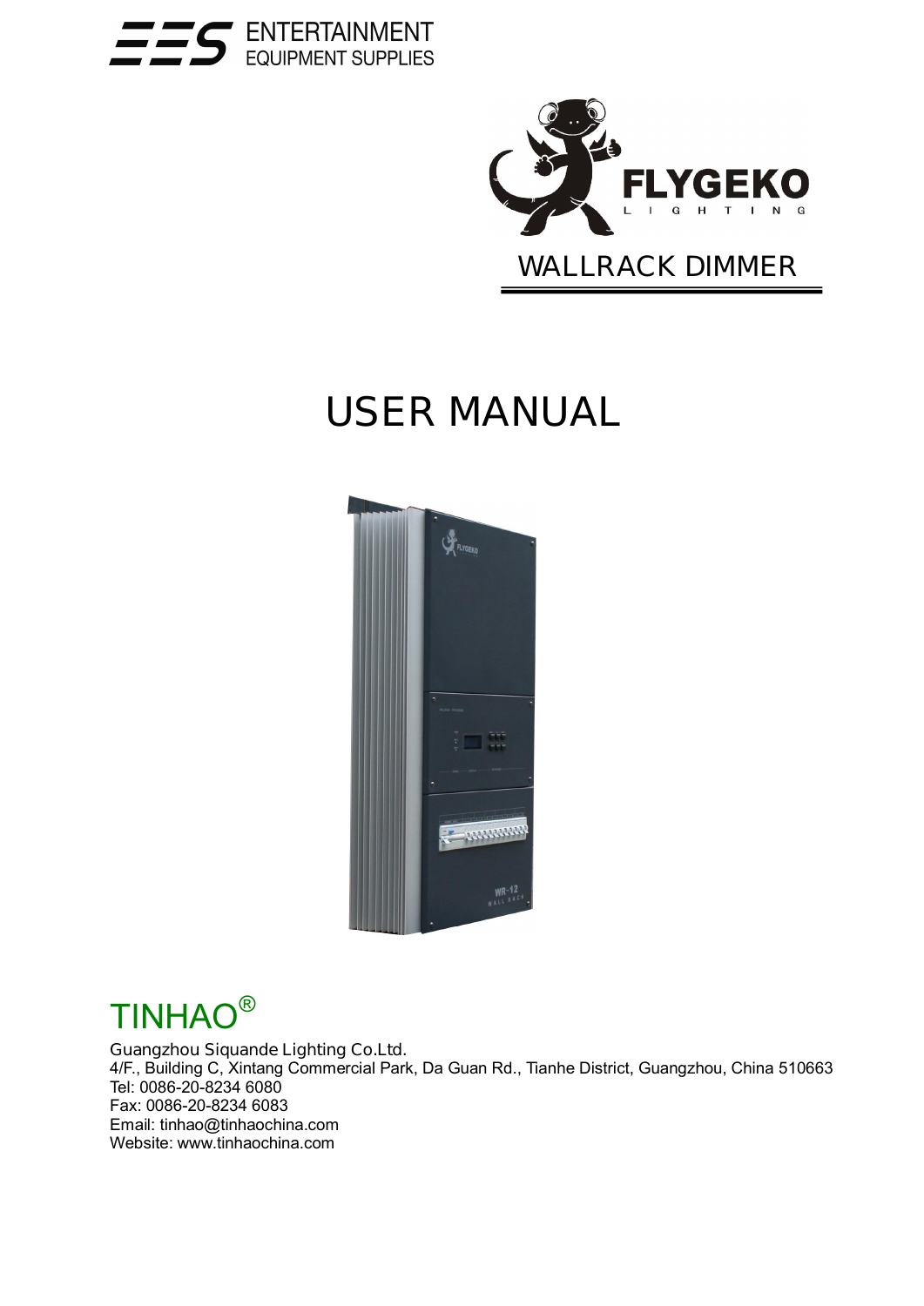ENTERTAINMENT
EQUIPMENT SUPPLIES

FLYGEKO
LIGHTING

WALLRACK DIMMER

# USER MANUAL

TINHAO®

Guangzhou Siquande Lighting Co.Ltd.
4/F., Building C, Xintang Commercial Park, Da Guan Rd., Tianhe District, Guangzhou, China 510663
Tel: 0086-20-8234 6080
Fax: 0086-20-8234 6083
Email: tinhao@tinhaochina.com
Website: www.tinhaochina.com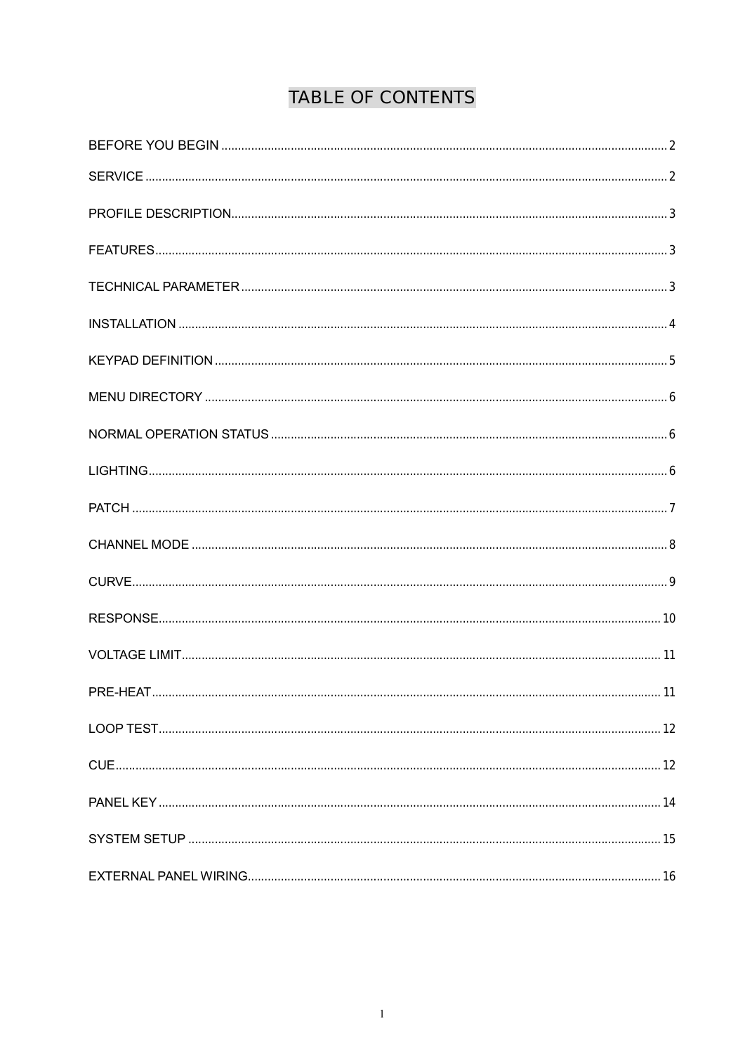# TABLE OF CONTENTS

BEFORE YOU BEGIN ........................................ 2

SERVICE ........................................ 2

PROFILE DESCRIPTION ........................................ 3

FEATURES ........................................ 3

TECHNICAL PARAMETER ........................................ 3

INSTALLATION ........................................ 4

KEYPAD DEFINITION ........................................ 5

MENU DIRECTORY ........................................ 6

NORMAL OPERATION STATUS ........................................ 6

LIGHTING ........................................ 6

PATCH ........................................ 7

CHANNEL MODE ........................................ 8

CURVE ........................................ 9

RESPONSE ........................................ 10

VOLTAGE LIMIT ........................................ 11

PRE-HEAT ........................................ 11

LOOP TEST ........................................ 12

CUE ........................................ 12

PANEL KEY ........................................ 14

SYSTEM SETUP ........................................ 15

EXTERNAL PANEL WIRING ........................................ 16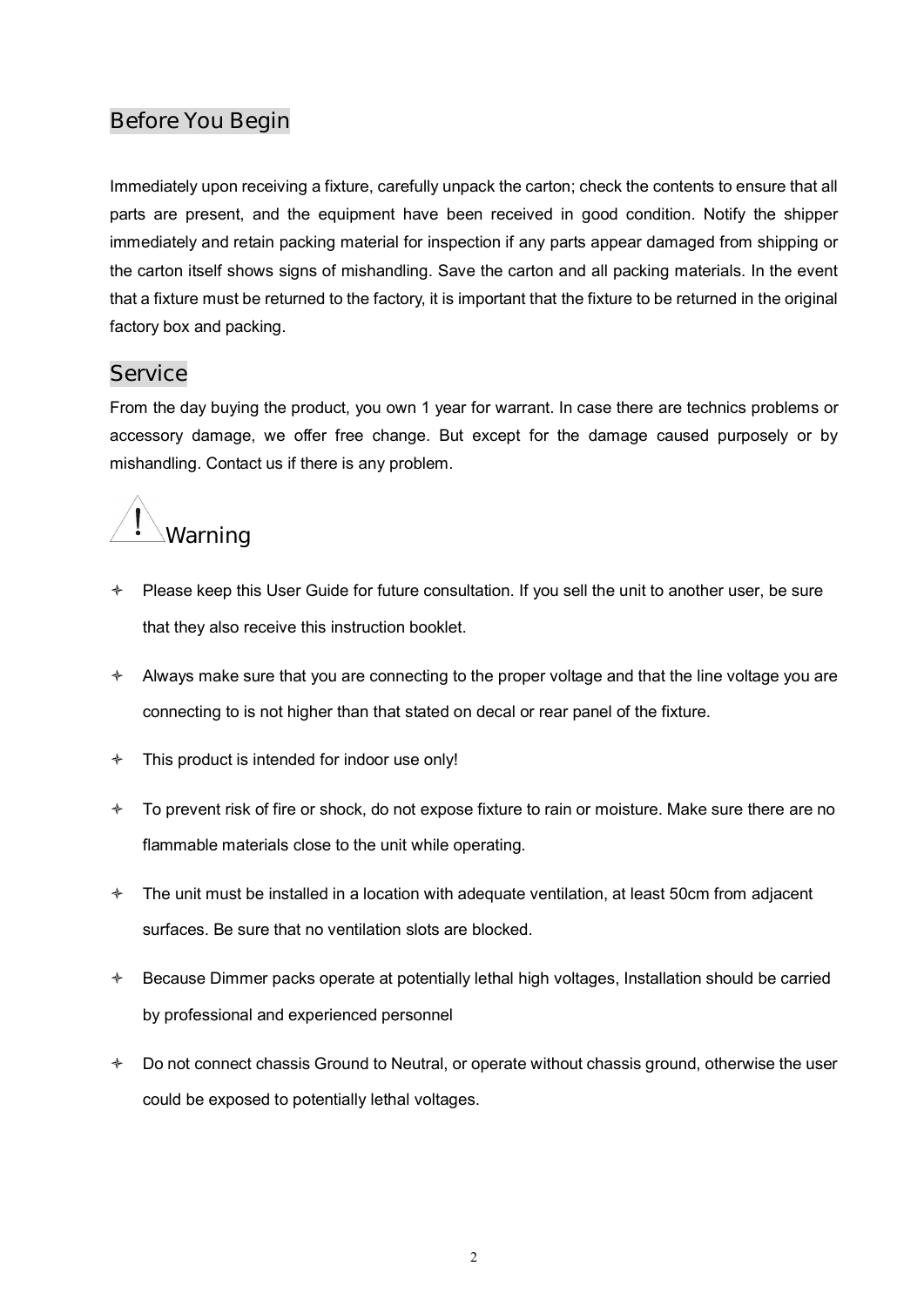## Before You Begin

Immediately upon receiving a fixture, carefully unpack the carton; check the contents to ensure that all parts are present, and the equipment have been received in good condition. Notify the shipper immediately and retain packing material for inspection if any parts appear damaged from shipping or the carton itself shows signs of mishandling. Save the carton and all packing materials. In the event that a fixture must be returned to the factory, it is important that the fixture to be returned in the original factory box and packing.

## Service

From the day buying the product, you own 1 year for warrant. In case there are technics problems or accessory damage, we offer free change. But except for the damage caused purposely or by mishandling. Contact us if there is any problem.

## ⚠ Warning

- Please keep this User Guide for future consultation. If you sell the unit to another user, be sure that they also receive this instruction booklet.
- Always make sure that you are connecting to the proper voltage and that the line voltage you are connecting to is not higher than that stated on decal or rear panel of the fixture.
- This product is intended for indoor use only!
- To prevent risk of fire or shock, do not expose fixture to rain or moisture. Make sure there are no flammable materials close to the unit while operating.
- The unit must be installed in a location with adequate ventilation, at least 50cm from adjacent surfaces. Be sure that no ventilation slots are blocked.
- Because Dimmer packs operate at potentially lethal high voltages, Installation should be carried by professional and experienced personnel
- Do not connect chassis Ground to Neutral, or operate without chassis ground, otherwise the user could be exposed to potentially lethal voltages.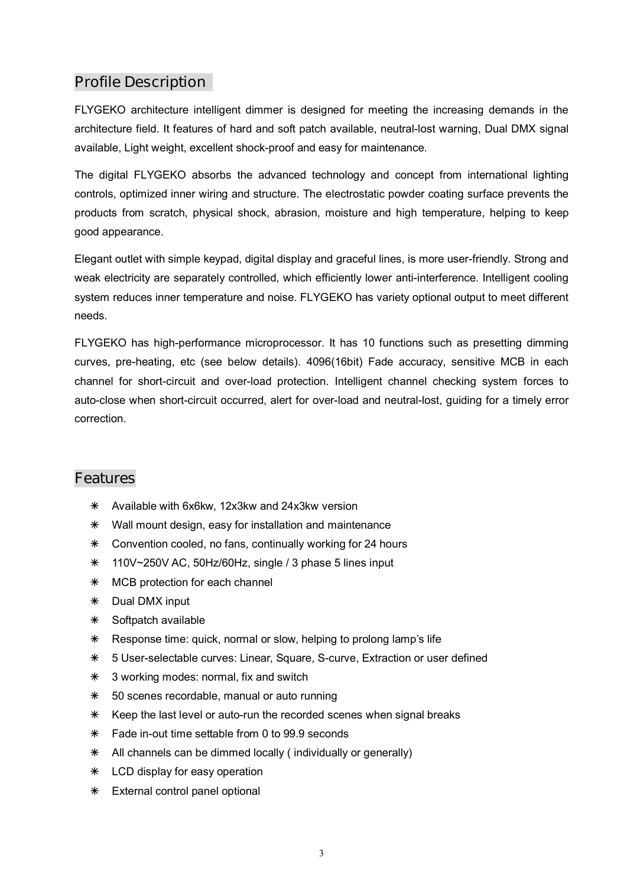## Profile Description

FLYGEKO architecture intelligent dimmer is designed for meeting the increasing demands in the architecture field. It features of hard and soft patch available, neutral-lost warning, Dual DMX signal available, Light weight, excellent shock-proof and easy for maintenance.

The digital FLYGEKO absorbs the advanced technology and concept from international lighting controls, optimized inner wiring and structure. The electrostatic powder coating surface prevents the products from scratch, physical shock, abrasion, moisture and high temperature, helping to keep good appearance.

Elegant outlet with simple keypad, digital display and graceful lines, is more user-friendly. Strong and weak electricity are separately controlled, which efficiently lower anti-interference. Intelligent cooling system reduces inner temperature and noise. FLYGEKO has variety optional output to meet different needs.

FLYGEKO has high-performance microprocessor. It has 10 functions such as presetting dimming curves, pre-heating, etc (see below details). 4096(16bit) Fade accuracy, sensitive MCB in each channel for short-circuit and over-load protection. Intelligent channel checking system forces to auto-close when short-circuit occurred, alert for over-load and neutral-lost, guiding for a timely error correction.

## Features

- Available with 6x6kw, 12x3kw and 24x3kw version
- Wall mount design, easy for installation and maintenance
- Convention cooled, no fans, continually working for 24 hours
- 110V~250V AC, 50Hz/60Hz, single / 3 phase 5 lines input
- MCB protection for each channel
- Dual DMX input
- Softpatch available
- Response time: quick, normal or slow, helping to prolong lamp's life
- 5 User-selectable curves: Linear, Square, S-curve, Extraction or user defined
- 3 working modes: normal, fix and switch
- 50 scenes recordable, manual or auto running
- Keep the last level or auto-run the recorded scenes when signal breaks
- Fade in-out time settable from 0 to 99.9 seconds
- All channels can be dimmed locally ( individually or generally)
- LCD display for easy operation
- External control panel optional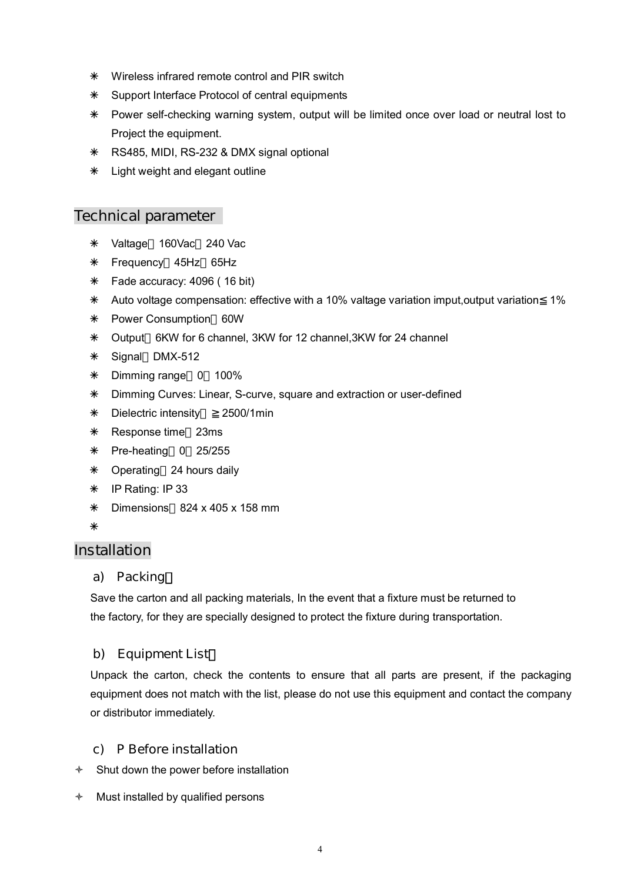- ✳ Wireless infrared remote control and PIR switch
- ✳ Support Interface Protocol of central equipments
- ✳ Power self-checking warning system, output will be limited once over load or neutral lost to Project the equipment.
- ✳ RS485, MIDI, RS-232 & DMX signal optional
- ✳ Light weight and elegant outline

## Technical parameter

- ✳ Valtage：160Vac～240 Vac
- ✳ Frequency：45Hz～65Hz
- ✳ Fade accuracy: 4096 ( 16 bit)
- ✳ Auto voltage compensation: effective with a 10% valtage variation imput,output variation≦1%
- ✳ Power Consumption：60W
- ✳ Output：6KW for 6 channel, 3KW for 12 channel,3KW for 24 channel
- ✳ Signal：DMX-512
- ✳ Dimming range：0～100%
- ✳ Dimming Curves: Linear, S-curve, square and extraction or user-defined
- ✳ Dielectric intensity：≧2500/1min
- ✳ Response time：23ms
- ✳ Pre-heating：0～25/255
- ✳ Operating：24 hours daily
- ✳ IP Rating: IP 33
- ✳ Dimensions：824 x 405 x 158 mm
- ✳

## Installation

### a) Packing：

Save the carton and all packing materials, In the event that a fixture must be returned to the factory, for they are specially designed to protect the fixture during transportation.

### b) Equipment List：

Unpack the carton, check the contents to ensure that all parts are present, if the packaging equipment does not match with the list, please do not use this equipment and contact the company or distributor immediately.

### c) P Before installation

- ✧ Shut down the power before installation
- ✧ Must installed by qualified persons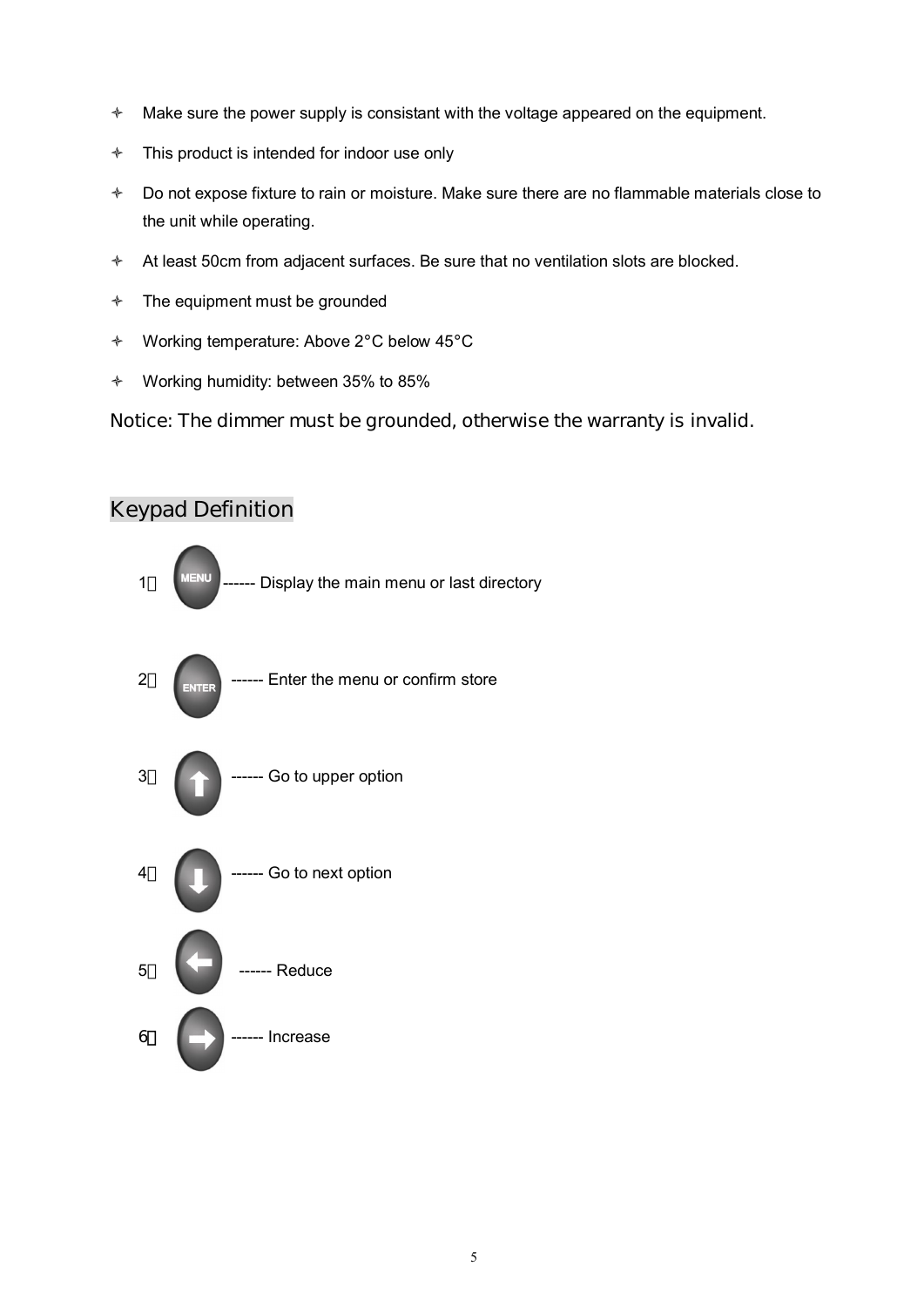- Make sure the power supply is consistant with the voltage appeared on the equipment.
- This product is intended for indoor use only
- Do not expose fixture to rain or moisture. Make sure there are no flammable materials close to the unit while operating.
- At least 50cm from adjacent surfaces. Be sure that no ventilation slots are blocked.
- The equipment must be grounded
- Working temperature: Above 2°C below 45°C
- Working humidity: between 35% to 85%

Notice: The dimmer must be grounded, otherwise the warranty is invalid.

## Keypad Definition

1、MENU ------ Display the main menu or last directory

2、ENTER ------ Enter the menu or confirm store

3、↑ ------ Go to upper option

4、↓ ------ Go to next option

5、← ------ Reduce

6、→ ------ Increase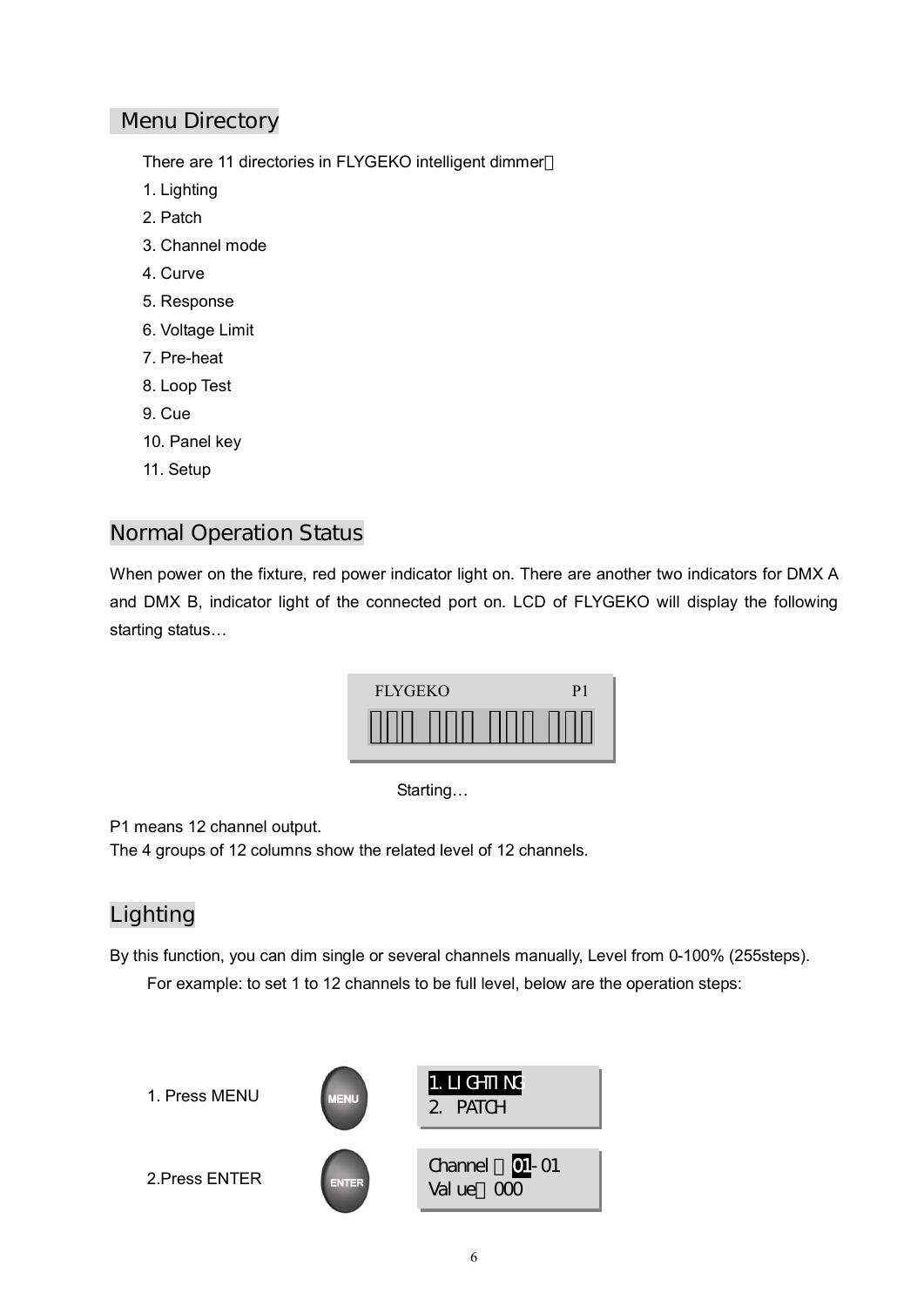## Menu Directory

There are 11 directories in FLYGEKO intelligent dimmer：

1. Lighting
2. Patch
3. Channel mode
4. Curve
5. Response
6. Voltage Limit
7. Pre-heat
8. Loop Test
9. Cue
10. Panel key
11. Setup

## Normal Operation Status

When power on the fixture, red power indicator light on. There are another two indicators for DMX A and DMX B, indicator light of the connected port on. LCD of FLYGEKO will display the following starting status…

FLYGEKO P1

Starting…

P1 means 12 channel output.
The 4 groups of 12 columns show the related level of 12 channels.

## Lighting

By this function, you can dim single or several channels manually, Level from 0-100% (255steps).

For example: to set 1 to 12 channels to be full level, below are the operation steps:

1. Press MENU

MENU

1. LIGHTING
2. PATCH

2.Press ENTER

ENTER

Channel：01-01
Value：000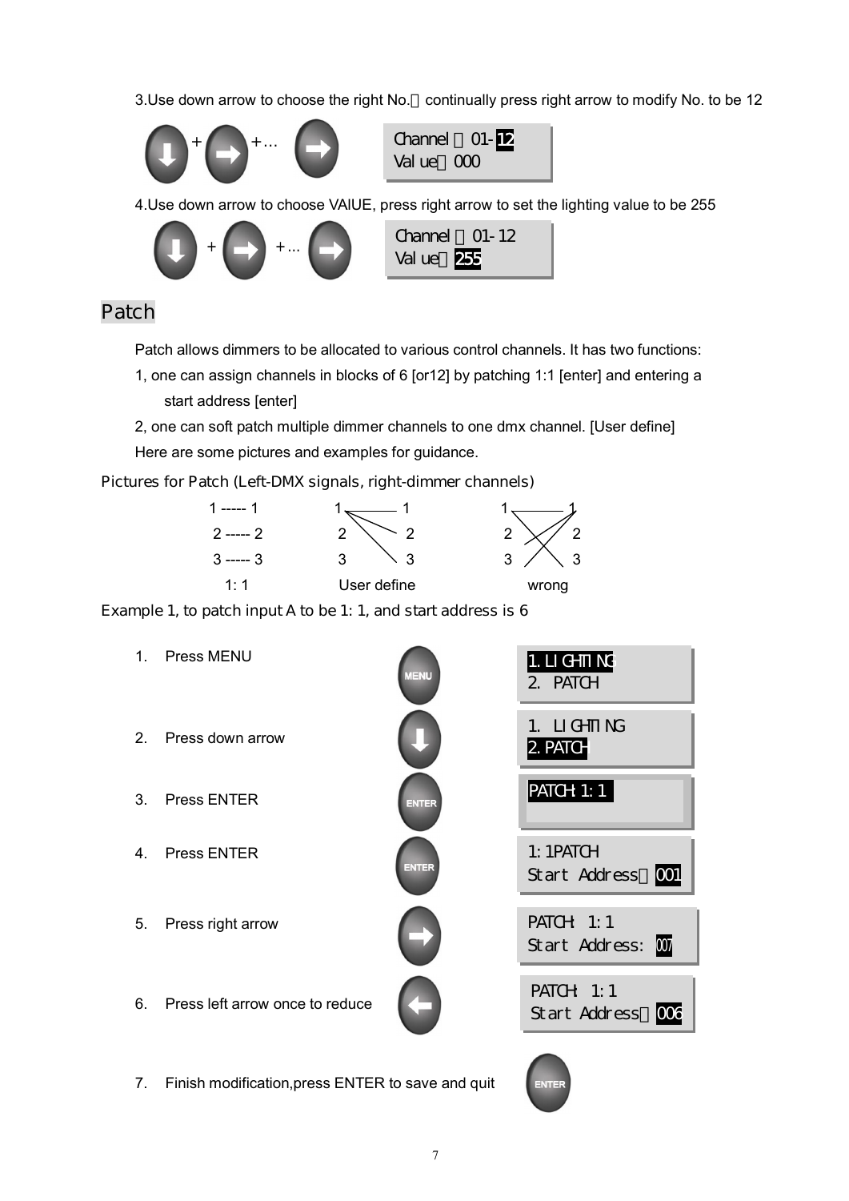3.Use down arrow to choose the right No.，continually press right arrow to modify No. to be 12

Channel ：01-12
Value：000

4.Use down arrow to choose VAIUE, press right arrow to set the lighting value to be 255

Channel ：01-12
Value：255

## Patch

Patch allows dimmers to be allocated to various control channels. It has two functions:

1, one can assign channels in blocks of 6 [or12] by patching 1:1 [enter] and entering a start address [enter]

2, one can soft patch multiple dimmer channels to one dmx channel. [User define]

Here are some pictures and examples for guidance.

Pictures for Patch (Left-DMX signals, right-dimmer channels)

| 1:1 | User define | wrong |
|---|---|---|
| 1 ----- 1 | 1 — 1 | 1 — 1 |
| 2 ----- 2 | 2 2 | 2 2 |
| 3 ----- 3 | 3 3 | 3 3 |

Example 1, to patch input A to be 1: 1, and start address is 6

1. Press MENU — 1. LIGHTING / 2. PATCH
2. Press down arrow — 1. LIGHTING / 2. PATCH
3. Press ENTER — PATCH 1: 1
4. Press ENTER — 1: 1PATCH / Start Address：001
5. Press right arrow — PATCH: 1: 1 / Start Address: 007
6. Press left arrow once to reduce — PATCH: 1: 1 / Start Address：006
7. Finish modification,press ENTER to save and quit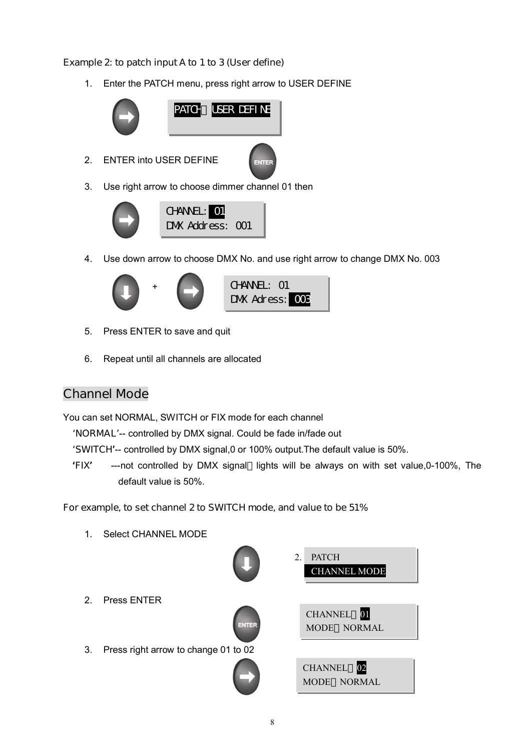Example 2: to patch input A to 1 to 3 (User define)

1. Enter the PATCH menu, press right arrow to USER DEFINE

   PATCH：USER DEFINE

2. ENTER into USER DEFINE

3. Use right arrow to choose dimmer channel 01 then

   CHANNEL: 01
   DMX Address: 001

4. Use down arrow to choose DMX No. and use right arrow to change DMX No. 003

   +

   CHANNEL: 01
   DMX Adress: 003

5. Press ENTER to save and quit

6. Repeat until all channels are allocated

## Channel Mode

You can set NORMAL, SWITCH or FIX mode for each channel

‘NORMAL’-- controlled by DMX signal. Could be fade in/fade out

‘SWITCH’-- controlled by DMX signal,0 or 100% output.The default value is 50%.

‘FIX’ ---not controlled by DMX signal，lights will be always on with set value,0-100%, The default value is 50%.

For example, to set channel 2 to SWITCH mode, and value to be 51%

1. Select CHANNEL MODE

   2. PATCH
   CHANNEL MODE

2. Press ENTER

   CHANNEL：01
   MODE：NORMAL

3. Press right arrow to change 01 to 02

   CHANNEL：02
   MODE：NORMAL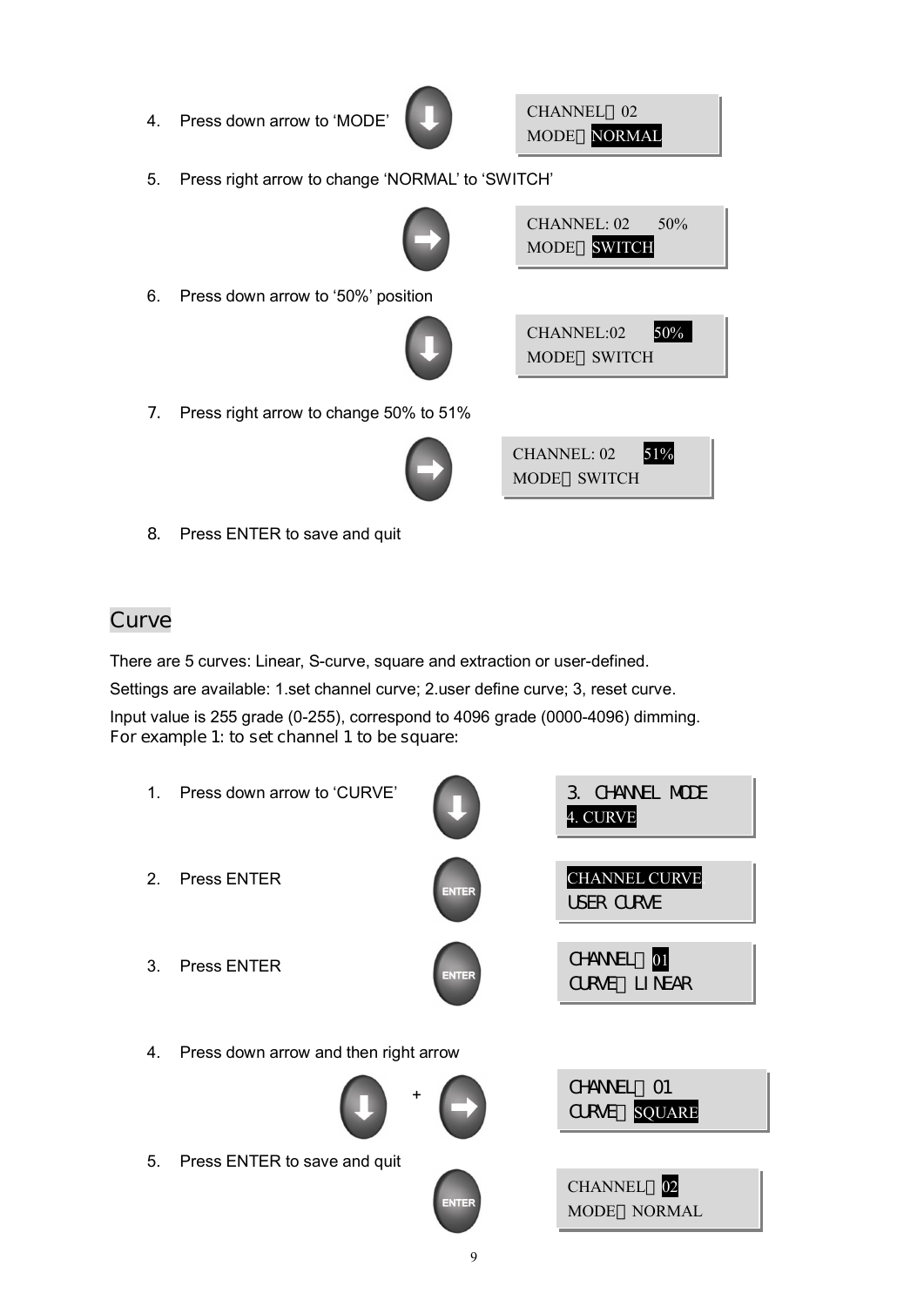4. Press down arrow to 'MODE'

CHANNEL：02
MODE：NORMAL

5. Press right arrow to change 'NORMAL' to 'SWITCH'

CHANNEL: 02 50%
MODE：SWITCH

6. Press down arrow to '50%' position

CHANNEL:02 50%
MODE：SWITCH

7. Press right arrow to change 50% to 51%

CHANNEL: 02 51%
MODE：SWITCH

8. Press ENTER to save and quit

## Curve

There are 5 curves: Linear, S-curve, square and extraction or user-defined.

Settings are available: 1.set channel curve; 2.user define curve; 3, reset curve.

Input value is 255 grade (0-255), correspond to 4096 grade (0000-4096) dimming.

For example 1: to set channel 1 to be square:

1. Press down arrow to 'CURVE'

3. CHANNEL MODE
4. CURVE

2. Press ENTER

CHANNEL CURVE
USER CURVE

3. Press ENTER

CHANNEL：01
CURVE：LINEAR

4. Press down arrow and then right arrow

CHANNEL：01
CURVE：SQUARE

5. Press ENTER to save and quit

CHANNEL：02
MODE：NORMAL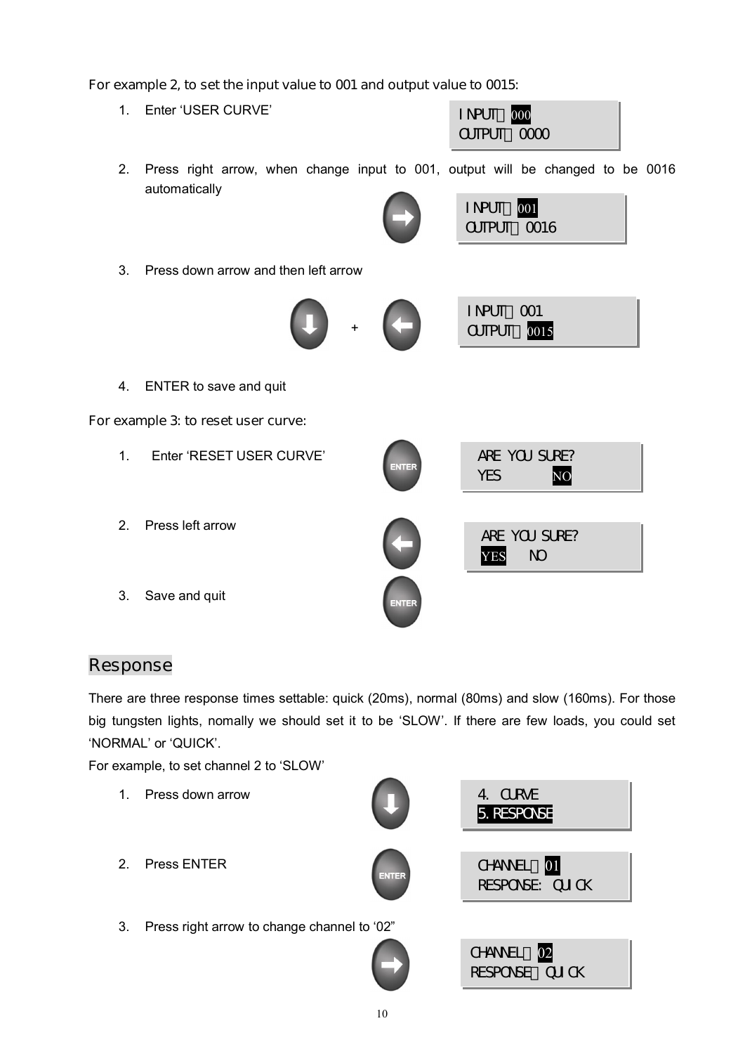For example 2, to set the input value to 001 and output value to 0015:

1. Enter 'USER CURVE'

```
INPUT：000
OUTPUT：0000
```

2. Press right arrow, when change input to 001, output will be changed to be 0016 automatically

```
INPUT：001
OUTPUT：0016
```

3. Press down arrow and then left arrow

```
INPUT：001
OUTPUT：0015
```

4. ENTER to save and quit

For example 3: to reset user curve:

1. Enter 'RESET USER CURVE'

```
ARE YOU SURE?
YES        NO
```

2. Press left arrow

```
ARE YOU SURE?
YES    NO
```

3. Save and quit

## Response

There are three response times settable: quick (20ms), normal (80ms) and slow (160ms). For those big tungsten lights, nomally we should set it to be 'SLOW'. If there are few loads, you could set 'NORMAL' or 'QUICK'.

For example, to set channel 2 to 'SLOW'

1. Press down arrow

```
4. CURVE
5. RESPONSE
```

2. Press ENTER

```
CHANNEL：01
RESPONSE: QUICK
```

3. Press right arrow to change channel to '02"

```
CHANNEL：02
RESPONSE：QUICK
```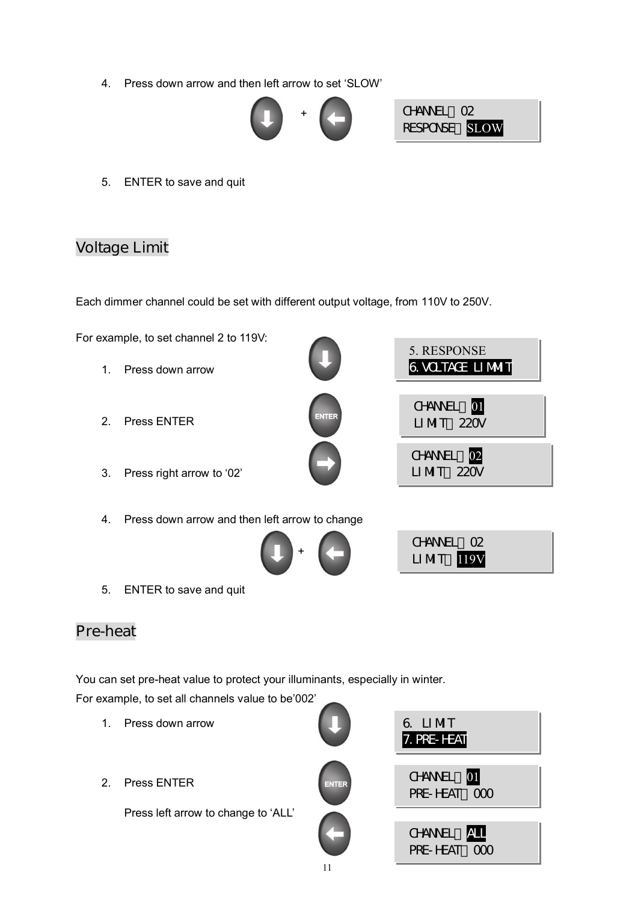4. Press down arrow and then left arrow to set 'SLOW'

```
CHANNEL：02
RESPONSE：SLOW
```

5. ENTER to save and quit

## Voltage Limit

Each dimmer channel could be set with different output voltage, from 110V to 250V.

For example, to set channel 2 to 119V:

1. Press down arrow

```
5. RESPONSE
6. VOLTAGE LIMMIT
```

2. Press ENTER

```
CHANNEL：01
LIMIT：220V
```

3. Press right arrow to '02'

```
CHANNEL：02
LIMIT：220V
```

4. Press down arrow and then left arrow to change

```
CHANNEL：02
LIMIT：119V
```

5. ENTER to save and quit

## Pre-heat

You can set pre-heat value to protect your illuminants, especially in winter.
For example, to set all channels value to be'002'

1. Press down arrow

```
6. LIMIT
7. PRE-HEAT
```

2. Press ENTER

```
CHANNEL：01
PRE-HEAT：000
```

Press left arrow to change to 'ALL'

```
CHANNEL：ALL
PRE-HEAT：000
```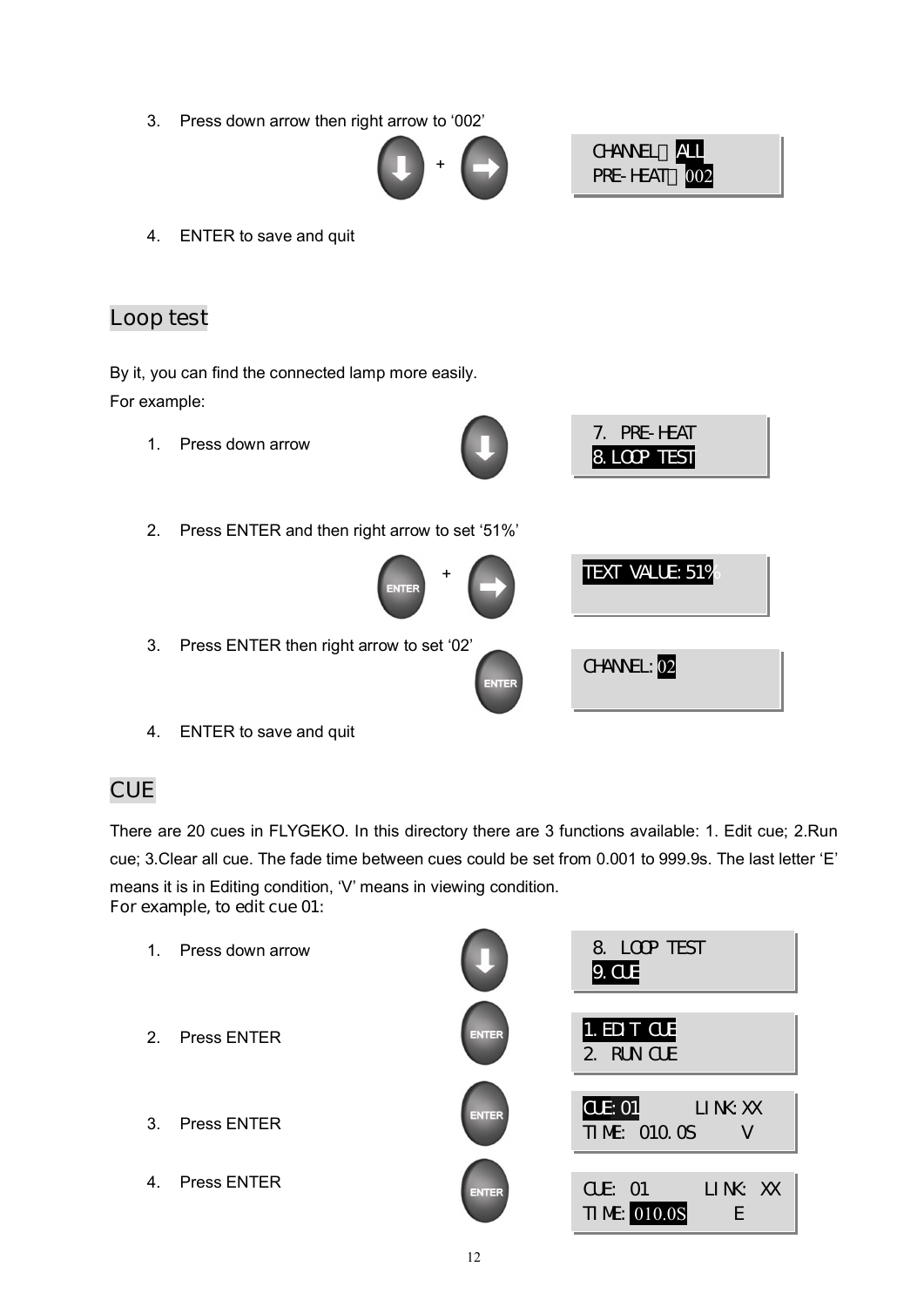3. Press down arrow then right arrow to '002'

CHANNEL：ALL
PRE-HEAT：002

4. ENTER to save and quit

## Loop test

By it, you can find the connected lamp more easily.
For example:

1. Press down arrow

7. PRE-HEAT
8. LOOP TEST

2. Press ENTER and then right arrow to set '51%'

TEXT VALUE: 51%

3. Press ENTER then right arrow to set '02'

CHANNEL: 02

4. ENTER to save and quit

## CUE

There are 20 cues in FLYGEKO. In this directory there are 3 functions available: 1. Edit cue; 2.Run cue; 3.Clear all cue. The fade time between cues could be set from 0.001 to 999.9s. The last letter 'E' means it is in Editing condition, 'V' means in viewing condition.
For example, to edit cue 01:

1. Press down arrow

8. LOOP TEST
9. CUE

2. Press ENTER

1. EDIT CUE
2. RUN CUE

3. Press ENTER

CUE: 01 LINK: XX
TIME: 010.0S V

4. Press ENTER

CUE: 01 LINK: XX
TIME: 010.0S E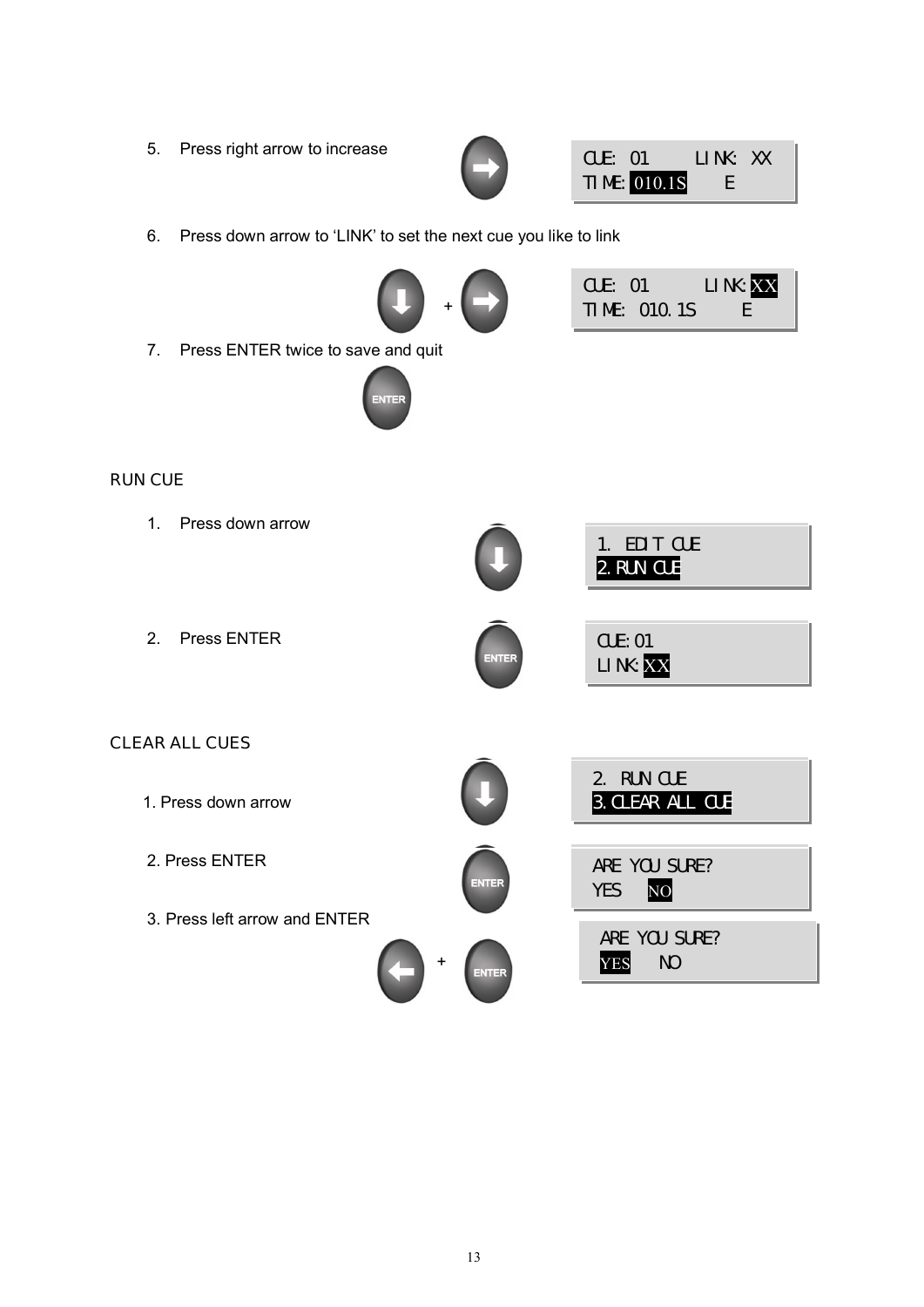5. Press right arrow to increase

```
CUE: 01      LINK: XX
TIME: 010.1S     E
```

6. Press down arrow to 'LINK' to set the next cue you like to link

```
CUE: 01      LINK: XX
TIME: 010.1S     E
```

7. Press ENTER twice to save and quit

## RUN CUE

1. Press down arrow

```
1. EDIT CUE
2. RUN CUE
```

2. Press ENTER

```
CUE: 01
LINK: XX
```

## CLEAR ALL CUES

1. Press down arrow

```
2. RUN CUE
3. CLEAR ALL CUE
```

2. Press ENTER

```
ARE YOU SURE?
YES   NO
```

3. Press left arrow and ENTER

```
ARE YOU SURE?
YES   NO
```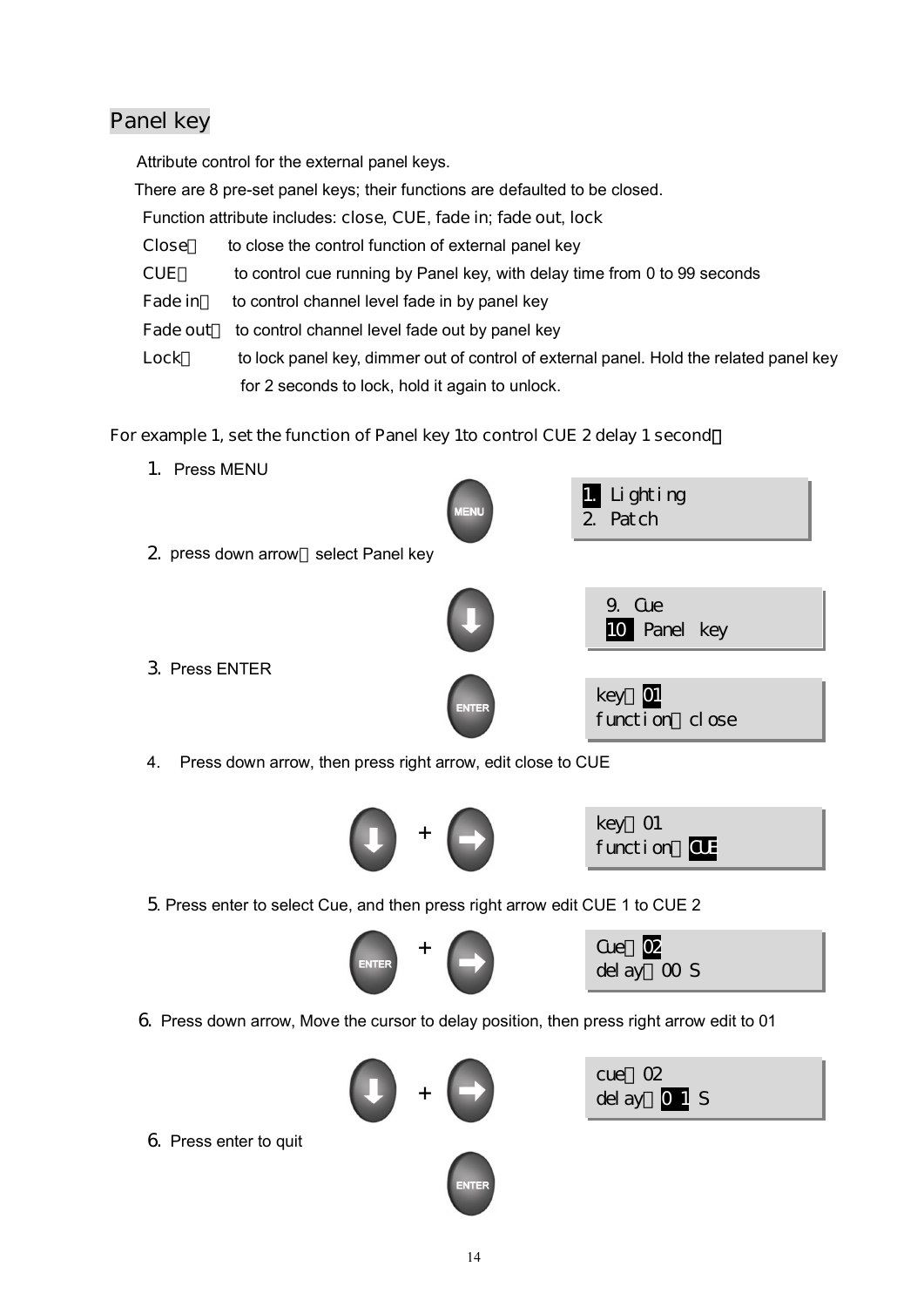## Panel key

Attribute control for the external panel keys.

There are 8 pre-set panel keys; their functions are defaulted to be closed.

Function attribute includes: close, CUE, fade in; fade out, lock

Close： to close the control function of external panel key

CUE： to control cue running by Panel key, with delay time from 0 to 99 seconds

Fade in： to control channel level fade in by panel key

Fade out： to control channel level fade out by panel key

Lock： to lock panel key, dimmer out of control of external panel. Hold the related panel key for 2 seconds to lock, hold it again to unlock.

For example 1, set the function of Panel key 1to control CUE 2 delay 1 second：

1. Press MENU

```
1. Lighting
2. Patch
```

2. press down arrow，select Panel key

```
9. Cue
10 Panel key
```

3. Press ENTER

```
key：01
function：close
```

4. Press down arrow, then press right arrow, edit close to CUE

```
key：01
function：CUE
```

5. Press enter to select Cue, and then press right arrow edit CUE 1 to CUE 2

```
Cue：02
delay：00 S
```

6. Press down arrow, Move the cursor to delay position, then press right arrow edit to 01

```
cue：02
delay：0 1 S
```

6. Press enter to quit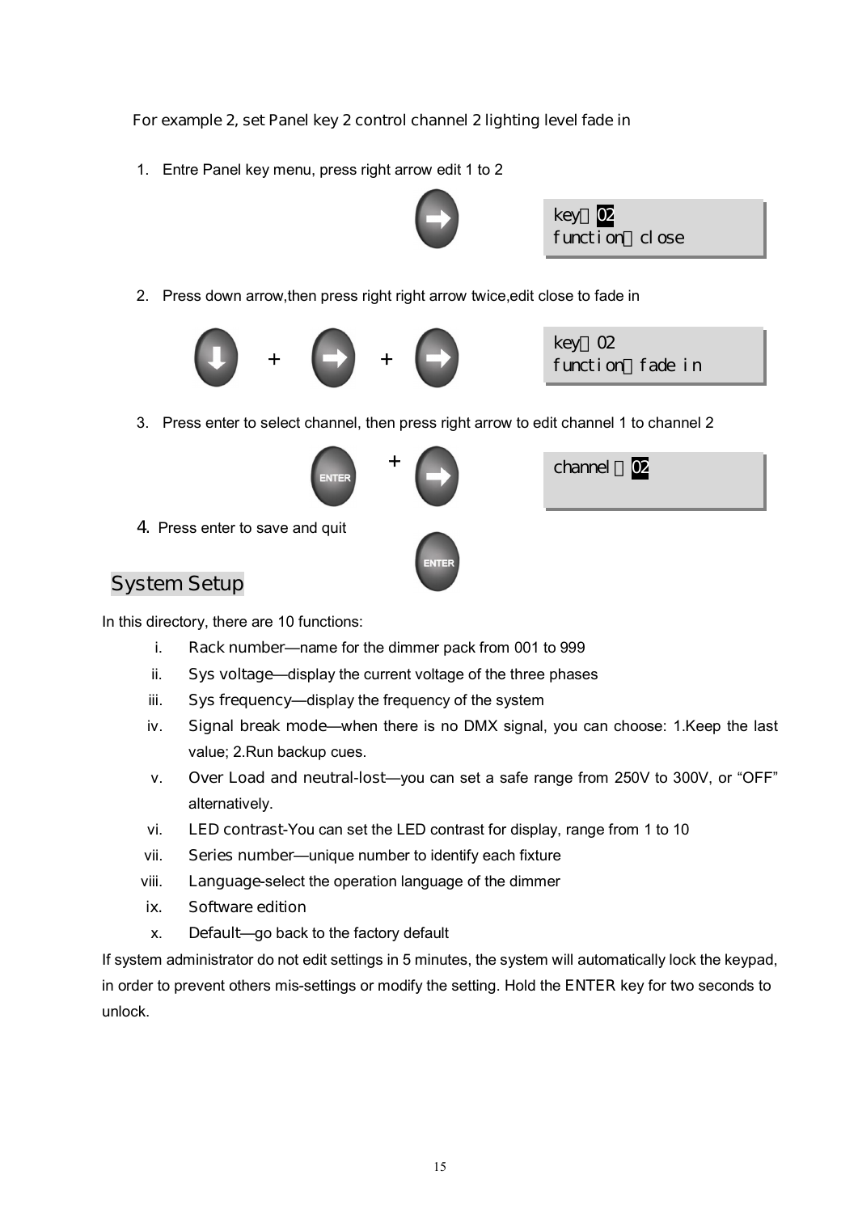For example 2, set Panel key 2 control channel 2 lighting level fade in

1. Entre Panel key menu, press right arrow edit 1 to 2

```
key：02
function：close
```

2. Press down arrow,then press right right arrow twice,edit close to fade in

+ +

```
key：02
function：fade in
```

3. Press enter to select channel, then press right arrow to edit channel 1 to channel 2

+

```
channel ：02
```

4. Press enter to save and quit

## System Setup

In this directory, there are 10 functions:

i. Rack number—name for the dimmer pack from 001 to 999
ii. Sys voltage—display the current voltage of the three phases
iii. Sys frequency—display the frequency of the system
iv. Signal break mode—when there is no DMX signal, you can choose: 1.Keep the last value; 2.Run backup cues.
v. Over Load and neutral-lost—you can set a safe range from 250V to 300V, or "OFF" alternatively.
vi. LED contrast-You can set the LED contrast for display, range from 1 to 10
vii. Series number—unique number to identify each fixture
viii. Language-select the operation language of the dimmer
ix. Software edition
x. Default—go back to the factory default

If system administrator do not edit settings in 5 minutes, the system will automatically lock the keypad, in order to prevent others mis-settings or modify the setting. Hold the ENTER key for two seconds to unlock.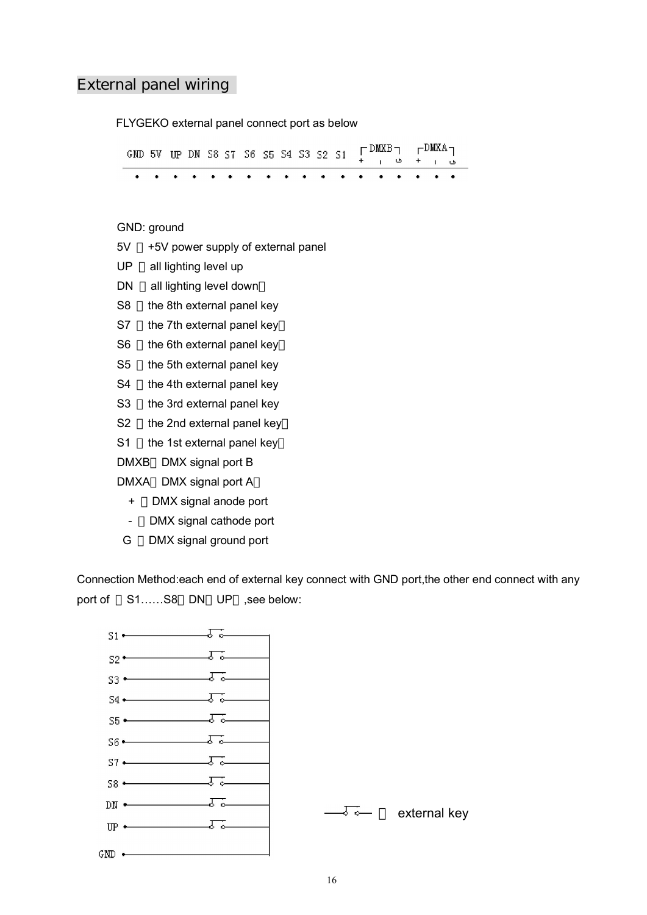# External panel wiring

FLYGEKO external panel connect port as below

GND 5V UP DN S8 S7 S6 S5 S4 S3 S2 S1 DMXB(+ - G) DMXA(+ - G)

GND: ground

5V ：+5V power supply of external panel

UP ：all lighting level up

DN ：all lighting level down；

S8 ：the 8th external panel key

S7 ：the 7th external panel key；

S6 ：the 6th external panel key；

S5 ：the 5th external panel key

S4 ：the 4th external panel key

S3 ：the 3rd external panel key

S2 ：the 2nd external panel key；

S1 ：the 1st external panel key；

DMXB：DMX signal port B

DMXA：DMX signal port A；

+ ：DMX signal anode port

- ：DMX signal cathode port

G ：DMX signal ground port

Connection Method:each end of external key connect with GND port,the other end connect with any port of （S1……S8，DN，UP）,see below:

S1
S2
S3
S4
S5
S6
S7
S8
DN
UP
GND

：external key